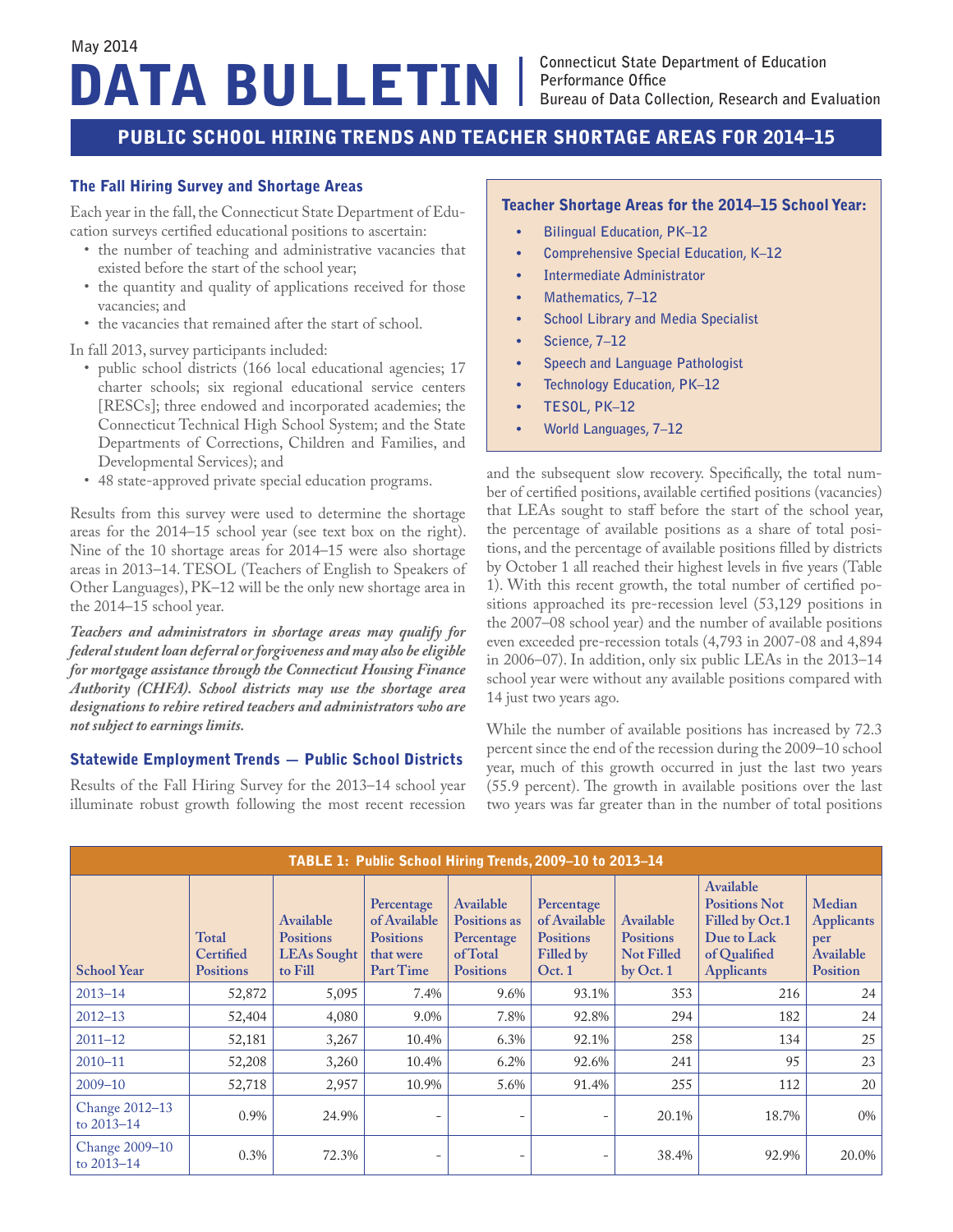May 2014

# DATA BULLETIN

Connecticut State Department of Education
Performance Office
Bureau of Data Collection, Research and Evaluation

## PUBLIC SCHOOL HIRING TRENDS AND TEACHER SHORTAGE AREAS FOR 2014–15

### The Fall Hiring Survey and Shortage Areas

Each year in the fall, the Connecticut State Department of Education surveys certified educational positions to ascertain:

- the number of teaching and administrative vacancies that existed before the start of the school year;
- the quantity and quality of applications received for those vacancies; and
- the vacancies that remained after the start of school.

In fall 2013, survey participants included:

- public school districts (166 local educational agencies; 17 charter schools; six regional educational service centers [RESCs]; three endowed and incorporated academies; the Connecticut Technical High School System; and the State Departments of Corrections, Children and Families, and Developmental Services); and
- 48 state-approved private special education programs.

Results from this survey were used to determine the shortage areas for the 2014–15 school year (see text box on the right). Nine of the 10 shortage areas for 2014–15 were also shortage areas in 2013–14. TESOL (Teachers of English to Speakers of Other Languages), PK–12 will be the only new shortage area in the 2014–15 school year.

***Teachers and administrators in shortage areas may qualify for federal student loan deferral or forgiveness and may also be eligible for mortgage assistance through the Connecticut Housing Finance Authority (CHFA). School districts may use the shortage area designations to rehire retired teachers and administrators who are not subject to earnings limits.***

> **Teacher Shortage Areas for the 2014–15 School Year:**
>
> - Bilingual Education, PK–12
> - Comprehensive Special Education, K–12
> - Intermediate Administrator
> - Mathematics, 7–12
> - School Library and Media Specialist
> - Science, 7–12
> - Speech and Language Pathologist
> - Technology Education, PK–12
> - TESOL, PK–12
> - World Languages, 7–12

### Statewide Employment Trends — Public School Districts

Results of the Fall Hiring Survey for the 2013–14 school year illuminate robust growth following the most recent recession and the subsequent slow recovery. Specifically, the total number of certified positions, available certified positions (vacancies) that LEAs sought to staff before the start of the school year, the percentage of available positions as a share of total positions, and the percentage of available positions filled by districts by October 1 all reached their highest levels in five years (Table 1). With this recent growth, the total number of certified positions approached its pre-recession level (53,129 positions in the 2007–08 school year) and the number of available positions even exceeded pre-recession totals (4,793 in 2007-08 and 4,894 in 2006–07). In addition, only six public LEAs in the 2013–14 school year were without any available positions compared with 14 just two years ago.

While the number of available positions has increased by 72.3 percent since the end of the recession during the 2009–10 school year, much of this growth occurred in just the last two years (55.9 percent). The growth in available positions over the last two years was far greater than in the number of total positions

**TABLE 1: Public School Hiring Trends, 2009–10 to 2013–14**

| School Year | Total Certified Positions | Available Positions LEAs Sought to Fill | Percentage of Available Positions that were Part Time | Available Positions as Percentage of Total Positions | Percentage of Available Positions Filled by Oct. 1 | Available Positions Not Filled by Oct. 1 | Available Positions Not Filled by Oct.1 Due to Lack of Qualified Applicants | Median Applicants per Available Position |
|---|---|---|---|---|---|---|---|---|
| 2013–14 | 52,872 | 5,095 | 7.4% | 9.6% | 93.1% | 353 | 216 | 24 |
| 2012–13 | 52,404 | 4,080 | 9.0% | 7.8% | 92.8% | 294 | 182 | 24 |
| 2011–12 | 52,181 | 3,267 | 10.4% | 6.3% | 92.1% | 258 | 134 | 25 |
| 2010–11 | 52,208 | 3,260 | 10.4% | 6.2% | 92.6% | 241 | 95 | 23 |
| 2009–10 | 52,718 | 2,957 | 10.9% | 5.6% | 91.4% | 255 | 112 | 20 |
| Change 2012–13 to 2013–14 | 0.9% | 24.9% | - | - | - | 20.1% | 18.7% | 0% |
| Change 2009–10 to 2013–14 | 0.3% | 72.3% | - | - | - | 38.4% | 92.9% | 20.0% |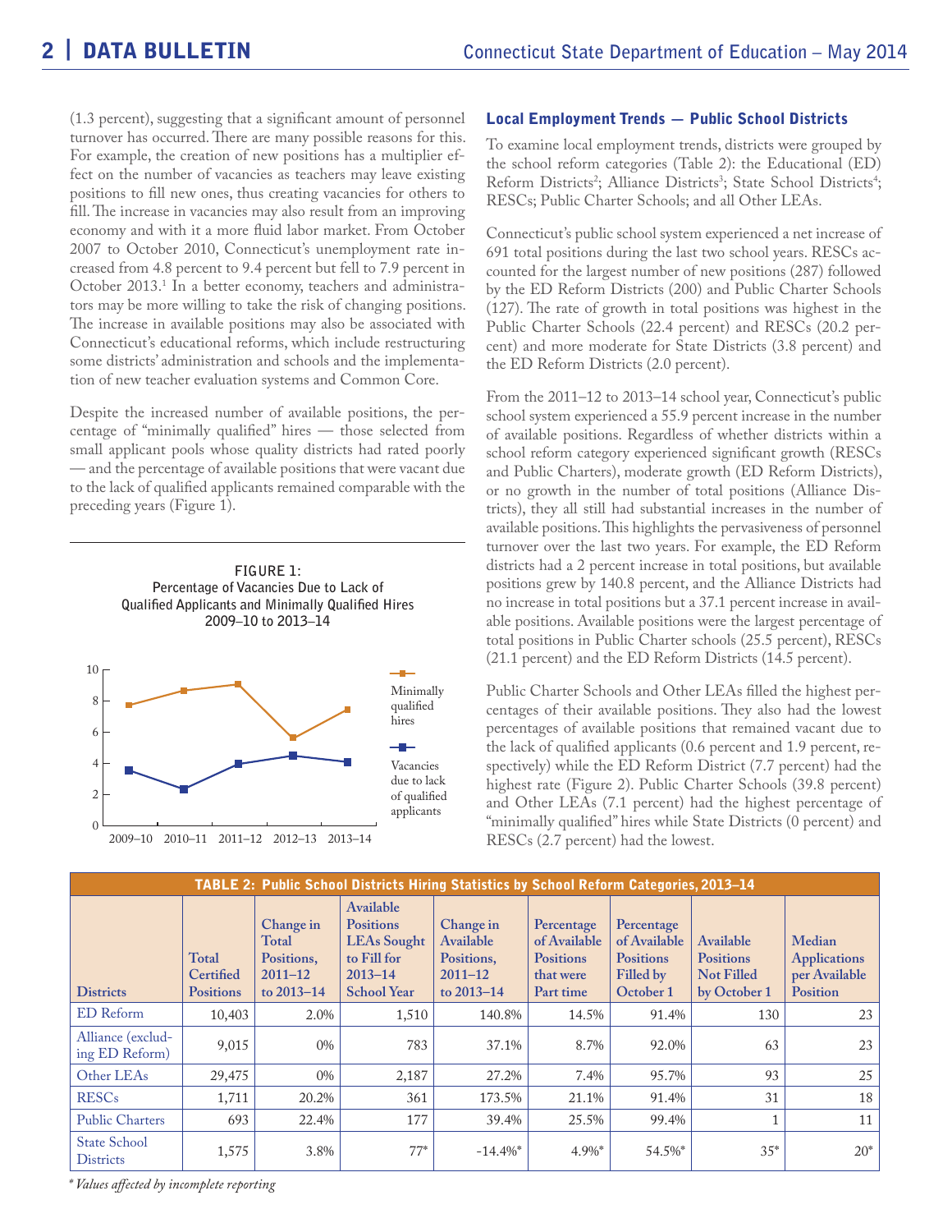(1.3 percent), suggesting that a significant amount of personnel turnover has occurred. There are many possible reasons for this. For example, the creation of new positions has a multiplier effect on the number of vacancies as teachers may leave existing positions to fill new ones, thus creating vacancies for others to fill. The increase in vacancies may also result from an improving economy and with it a more fluid labor market. From October 2007 to October 2010, Connecticut's unemployment rate increased from 4.8 percent to 9.4 percent but fell to 7.9 percent in October 2013.[1] In a better economy, teachers and administrators may be more willing to take the risk of changing positions. The increase in available positions may also be associated with Connecticut's educational reforms, which include restructuring some districts' administration and schools and the implementation of new teacher evaluation systems and Common Core.

Despite the increased number of available positions, the percentage of "minimally qualified" hires — those selected from small applicant pools whose quality districts had rated poorly — and the percentage of available positions that were vacant due to the lack of qualified applicants remained comparable with the preceding years (Figure 1).

**FIGURE 1:**
**Percentage of Vacancies Due to Lack of Qualified Applicants and Minimally Qualified Hires 2009–10 to 2013–14**

## Local Employment Trends — Public School Districts

To examine local employment trends, districts were grouped by the school reform categories (Table 2): the Educational (ED) Reform Districts[2]; Alliance Districts[3]; State School Districts[4]; RESCs; Public Charter Schools; and all Other LEAs.

Connecticut's public school system experienced a net increase of 691 total positions during the last two school years. RESCs accounted for the largest number of new positions (287) followed by the ED Reform Districts (200) and Public Charter Schools (127). The rate of growth in total positions was highest in the Public Charter Schools (22.4 percent) and RESCs (20.2 percent) and more moderate for State Districts (3.8 percent) and the ED Reform Districts (2.0 percent).

From the 2011–12 to 2013–14 school year, Connecticut's public school system experienced a 55.9 percent increase in the number of available positions. Regardless of whether districts within a school reform category experienced significant growth (RESCs and Public Charters), moderate growth (ED Reform Districts), or no growth in the number of total positions (Alliance Districts), they all still had substantial increases in the number of available positions. This highlights the pervasiveness of personnel turnover over the last two years. For example, the ED Reform districts had a 2 percent increase in total positions, but available positions grew by 140.8 percent, and the Alliance Districts had no increase in total positions but a 37.1 percent increase in available positions. Available positions were the largest percentage of total positions in Public Charter schools (25.5 percent), RESCs (21.1 percent) and the ED Reform Districts (14.5 percent).

Public Charter Schools and Other LEAs filled the highest percentages of their available positions. They also had the lowest percentages of available positions that remained vacant due to the lack of qualified applicants (0.6 percent and 1.9 percent, respectively) while the ED Reform District (7.7 percent) had the highest rate (Figure 2). Public Charter Schools (39.8 percent) and Other LEAs (7.1 percent) had the highest percentage of "minimally qualified" hires while State Districts (0 percent) and RESCs (2.7 percent) had the lowest.

**TABLE 2: Public School Districts Hiring Statistics by School Reform Categories, 2013–14**

| Districts | Total Certified Positions | Change in Total Positions, 2011–12 to 2013–14 | Available Positions LEAs Sought to Fill for 2013–14 School Year | Change in Available Positions, 2011–12 to 2013–14 | Percentage of Available Positions that were Part time | Percentage of Available Positions Filled by October 1 | Available Positions Not Filled by October 1 | Median Applications per Available Position |
|---|---|---|---|---|---|---|---|---|
| ED Reform | 10,403 | 2.0% | 1,510 | 140.8% | 14.5% | 91.4% | 130 | 23 |
| Alliance (excluding ED Reform) | 9,015 | 0% | 783 | 37.1% | 8.7% | 92.0% | 63 | 23 |
| Other LEAs | 29,475 | 0% | 2,187 | 27.2% | 7.4% | 95.7% | 93 | 25 |
| RESCs | 1,711 | 20.2% | 361 | 173.5% | 21.1% | 91.4% | 31 | 18 |
| Public Charters | 693 | 22.4% | 177 | 39.4% | 25.5% | 99.4% | 1 | 11 |
| State School Districts | 1,575 | 3.8% | 77* | -14.4%* | 4.9%* | 54.5%* | 35* | 20* |

*\* Values affected by incomplete reporting*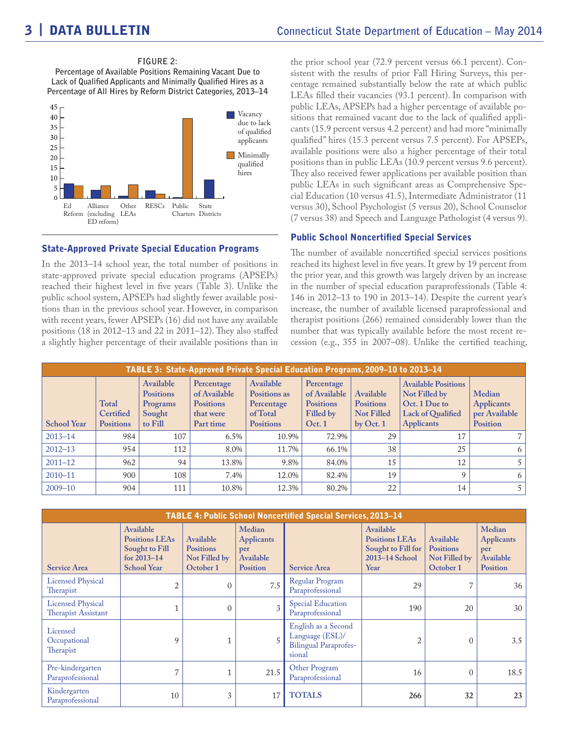**FIGURE 2:**
**Percentage of Available Positions Remaining Vacant Due to Lack of Qualified Applicants and Minimally Qualified Hires as a Percentage of All Hires by Reform District Categories, 2013–14**

## State-Approved Private Special Education Programs

In the 2013–14 school year, the total number of positions in state-approved private special education programs (APSEPs) reached their highest level in five years (Table 3). Unlike the public school system, APSEPs had slightly fewer available positions than in the previous school year. However, in comparison with recent years, fewer APSEPs (16) did not have any available positions (18 in 2012–13 and 22 in 2011–12). They also staffed a slightly higher percentage of their available positions than in the prior school year (72.9 percent versus 66.1 percent). Consistent with the results of prior Fall Hiring Surveys, this percentage remained substantially below the rate at which public LEAs filled their vacancies (93.1 percent). In comparison with public LEAs, APSEPs had a higher percentage of available positions that remained vacant due to the lack of qualified applicants (15.9 percent versus 4.2 percent) and had more "minimally qualified" hires (15.3 percent versus 7.5 percent). For APSEPs, available positions were also a higher percentage of their total positions than in public LEAs (10.9 percent versus 9.6 percent). They also received fewer applications per available position than public LEAs in such significant areas as Comprehensive Special Education (10 versus 41.5), Intermediate Administrator (11 versus 30), School Psychologist (5 versus 20), School Counselor (7 versus 38) and Speech and Language Pathologist (4 versus 9).

## Public School Noncertified Special Services

The number of available noncertified special services positions reached its highest level in five years. It grew by 19 percent from the prior year, and this growth was largely driven by an increase in the number of special education paraprofessionals (Table 4: 146 in 2012–13 to 190 in 2013–14). Despite the current year's increase, the number of available licensed paraprofessional and therapist positions (266) remained considerably lower than the number that was typically available before the most recent recession (e.g., 355 in 2007–08). Unlike the certified teaching,

**TABLE 3: State-Approved Private Special Education Programs, 2009–10 to 2013–14**

| School Year | Total Certified Positions | Available Positions Programs Sought to Fill | Percentage of Available Positions that were Part time | Available Positions as Percentage of Total Positions | Percentage of Available Positions Filled by Oct. 1 | Available Positions Not Filled by Oct. 1 | Available Positions Not Filled by Oct. 1 Due to Lack of Qualified Applicants | Median Applicants per Available Position |
|---|---|---|---|---|---|---|---|---|
| 2013–14 | 984 | 107 | 6.5% | 10.9% | 72.9% | 29 | 17 | 7 |
| 2012–13 | 954 | 112 | 8.0% | 11.7% | 66.1% | 38 | 25 | 6 |
| 2011–12 | 962 | 94 | 13.8% | 9.8% | 84.0% | 15 | 12 | 5 |
| 2010–11 | 900 | 108 | 7.4% | 12.0% | 82.4% | 19 | 9 | 6 |
| 2009–10 | 904 | 111 | 10.8% | 12.3% | 80.2% | 22 | 14 | 5 |

**TABLE 4: Public School Noncertified Special Services, 2013–14**

| Service Area | Available Positions LEAs Sought to Fill for 2013–14 School Year | Available Positions Not Filled by October 1 | Median Applicants per Available Position |
|---|---|---|---|
| Licensed Physical Therapist | 2 | 0 | 7.5 |
| Licensed Physical Therapist Assistant | 1 | 0 | 3 |
| Licensed Occupational Therapist | 9 | 1 | 5 |
| Pre-kindergarten Paraprofessional | 7 | 1 | 21.5 |
| Kindergarten Paraprofessional | 10 | 3 | 17 |
| Regular Program Paraprofessional | 29 | 7 | 36 |
| Special Education Paraprofessional | 190 | 20 | 30 |
| English as a Second Language (ESL)/ Bilingual Paraprofessional | 2 | 0 | 3.5 |
| Other Program Paraprofessional | 16 | 0 | 18.5 |
| **TOTALS** | **266** | **32** | **23** |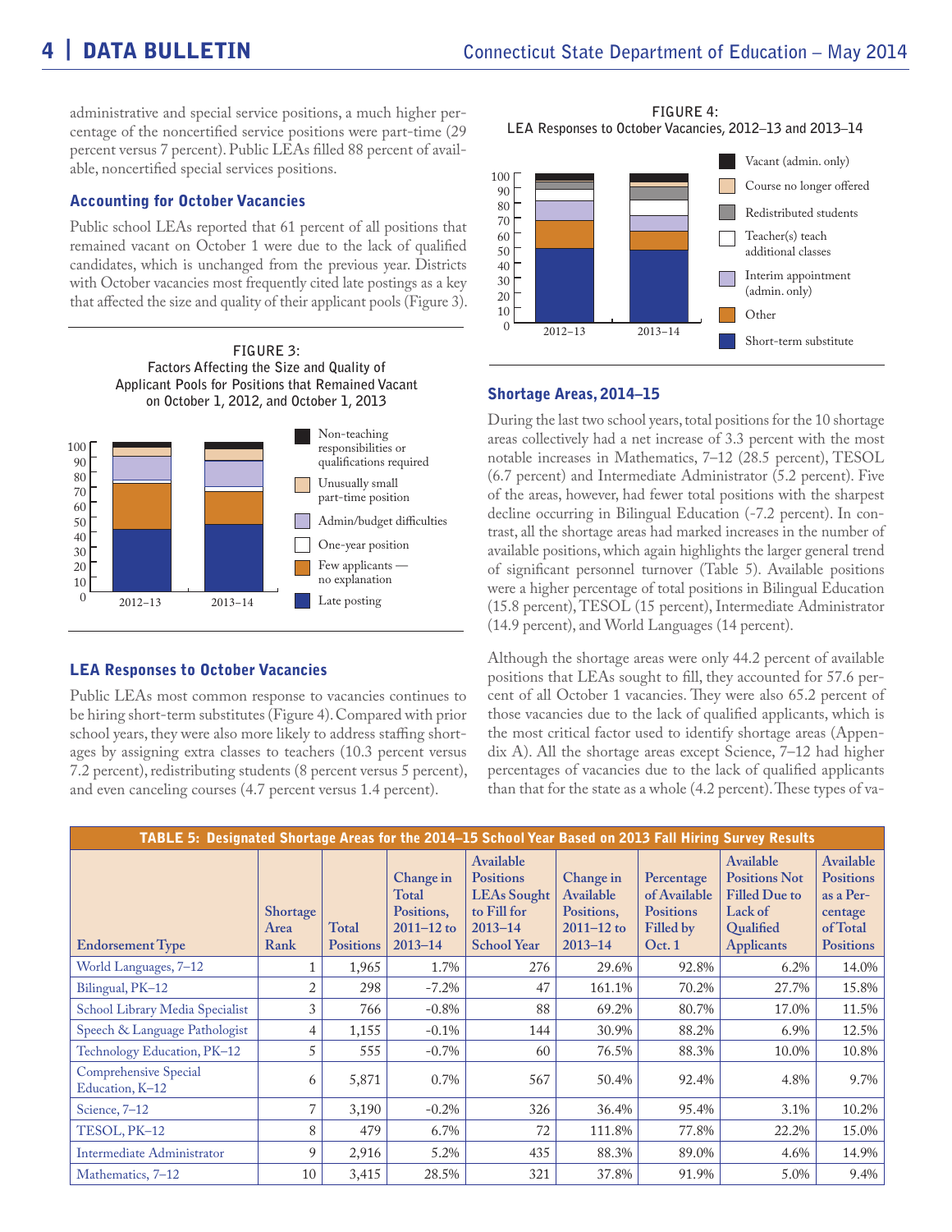administrative and special service positions, a much higher percentage of the noncertified service positions were part-time (29 percent versus 7 percent). Public LEAs filled 88 percent of available, noncertified special services positions.

### Accounting for October Vacancies

Public school LEAs reported that 61 percent of all positions that remained vacant on October 1 were due to the lack of qualified candidates, which is unchanged from the previous year. Districts with October vacancies most frequently cited late postings as a key that affected the size and quality of their applicant pools (Figure 3).

FIGURE 3: Factors Affecting the Size and Quality of Applicant Pools for Positions that Remained Vacant on October 1, 2012, and October 1, 2013

### LEA Responses to October Vacancies

Public LEAs most common response to vacancies continues to be hiring short-term substitutes (Figure 4). Compared with prior school years, they were also more likely to address staffing shortages by assigning extra classes to teachers (10.3 percent versus 7.2 percent), redistributing students (8 percent versus 5 percent), and even canceling courses (4.7 percent versus 1.4 percent).

FIGURE 4: LEA Responses to October Vacancies, 2012–13 and 2013–14

### Shortage Areas, 2014–15

During the last two school years, total positions for the 10 shortage areas collectively had a net increase of 3.3 percent with the most notable increases in Mathematics, 7–12 (28.5 percent), TESOL (6.7 percent) and Intermediate Administrator (5.2 percent). Five of the areas, however, had fewer total positions with the sharpest decline occurring in Bilingual Education (-7.2 percent). In contrast, all the shortage areas had marked increases in the number of available positions, which again highlights the larger general trend of significant personnel turnover (Table 5). Available positions were a higher percentage of total positions in Bilingual Education (15.8 percent), TESOL (15 percent), Intermediate Administrator (14.9 percent), and World Languages (14 percent).

Although the shortage areas were only 44.2 percent of available positions that LEAs sought to fill, they accounted for 57.6 percent of all October 1 vacancies. They were also 65.2 percent of those vacancies due to the lack of qualified applicants, which is the most critical factor used to identify shortage areas (Appendix A). All the shortage areas except Science, 7–12 had higher percentages of vacancies due to the lack of qualified applicants than that for the state as a whole (4.2 percent). These types of va-

**TABLE 5: Designated Shortage Areas for the 2014–15 School Year Based on 2013 Fall Hiring Survey Results**

| Endorsement Type | Shortage Area Rank | Total Positions | Change in Total Positions, 2011–12 to 2013–14 | Available Positions LEAs Sought to Fill for 2013–14 School Year | Change in Available Positions, 2011–12 to 2013–14 | Percentage of Available Positions Filled by Oct. 1 | Available Positions Not Filled Due to Lack of Qualified Applicants | Available Positions as a Percentage of Total Positions |
|---|---|---|---|---|---|---|---|---|
| World Languages, 7–12 | 1 | 1,965 | 1.7% | 276 | 29.6% | 92.8% | 6.2% | 14.0% |
| Bilingual, PK–12 | 2 | 298 | -7.2% | 47 | 161.1% | 70.2% | 27.7% | 15.8% |
| School Library Media Specialist | 3 | 766 | -0.8% | 88 | 69.2% | 80.7% | 17.0% | 11.5% |
| Speech & Language Pathologist | 4 | 1,155 | -0.1% | 144 | 30.9% | 88.2% | 6.9% | 12.5% |
| Technology Education, PK–12 | 5 | 555 | -0.7% | 60 | 76.5% | 88.3% | 10.0% | 10.8% |
| Comprehensive Special Education, K–12 | 6 | 5,871 | 0.7% | 567 | 50.4% | 92.4% | 4.8% | 9.7% |
| Science, 7–12 | 7 | 3,190 | -0.2% | 326 | 36.4% | 95.4% | 3.1% | 10.2% |
| TESOL, PK–12 | 8 | 479 | 6.7% | 72 | 111.8% | 77.8% | 22.2% | 15.0% |
| Intermediate Administrator | 9 | 2,916 | 5.2% | 435 | 88.3% | 89.0% | 4.6% | 14.9% |
| Mathematics, 7–12 | 10 | 3,415 | 28.5% | 321 | 37.8% | 91.9% | 5.0% | 9.4% |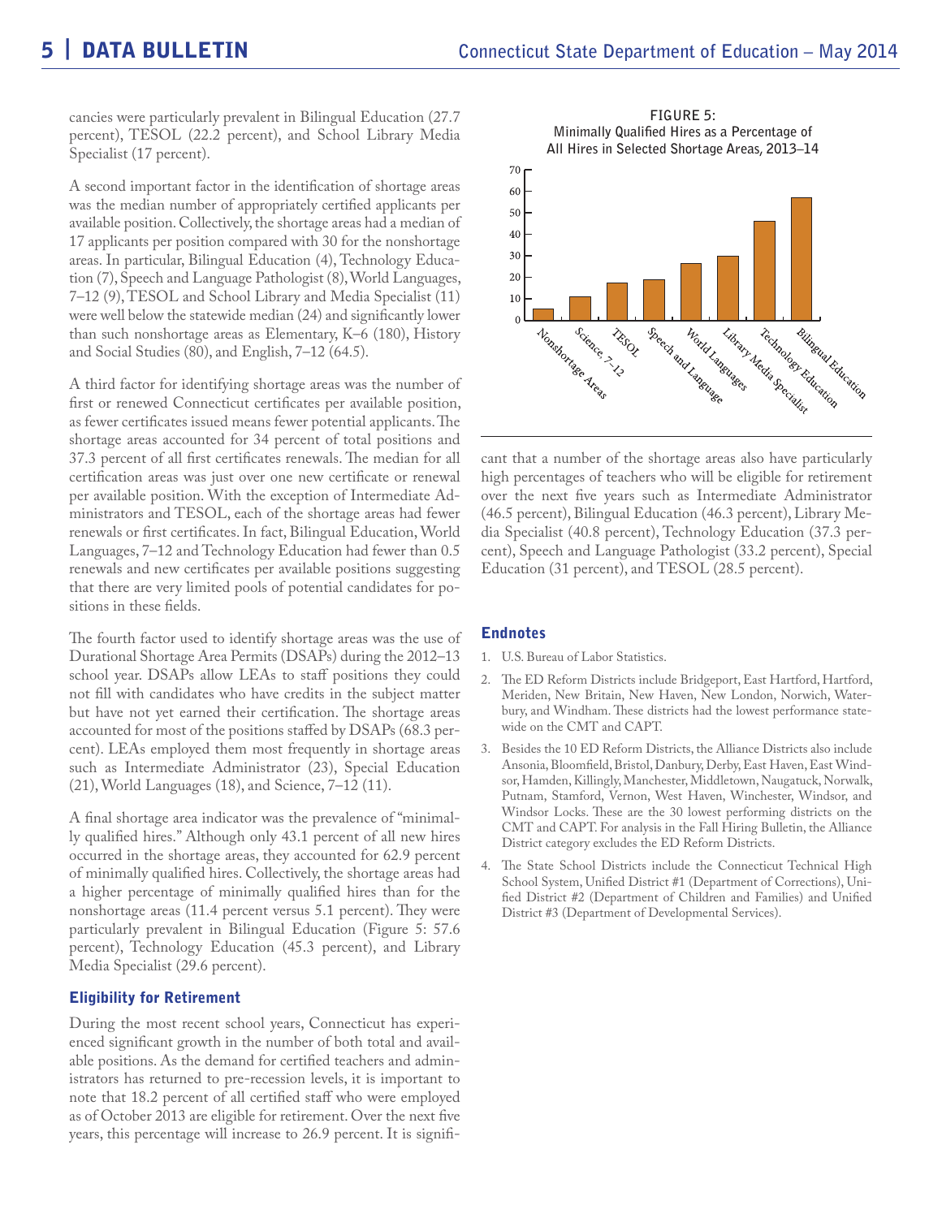cancies were particularly prevalent in Bilingual Education (27.7 percent), TESOL (22.2 percent), and School Library Media Specialist (17 percent).

A second important factor in the identification of shortage areas was the median number of appropriately certified applicants per available position. Collectively, the shortage areas had a median of 17 applicants per position compared with 30 for the nonshortage areas. In particular, Bilingual Education (4), Technology Education (7), Speech and Language Pathologist (8), World Languages, 7–12 (9), TESOL and School Library and Media Specialist (11) were well below the statewide median (24) and significantly lower than such nonshortage areas as Elementary, K–6 (180), History and Social Studies (80), and English, 7–12 (64.5).

A third factor for identifying shortage areas was the number of first or renewed Connecticut certificates per available position, as fewer certificates issued means fewer potential applicants. The shortage areas accounted for 34 percent of total positions and 37.3 percent of all first certificates renewals. The median for all certification areas was just over one new certificate or renewal per available position. With the exception of Intermediate Administrators and TESOL, each of the shortage areas had fewer renewals or first certificates. In fact, Bilingual Education, World Languages, 7–12 and Technology Education had fewer than 0.5 renewals and new certificates per available positions suggesting that there are very limited pools of potential candidates for positions in these fields.

The fourth factor used to identify shortage areas was the use of Durational Shortage Area Permits (DSAPs) during the 2012–13 school year. DSAPs allow LEAs to staff positions they could not fill with candidates who have credits in the subject matter but have not yet earned their certification. The shortage areas accounted for most of the positions staffed by DSAPs (68.3 percent). LEAs employed them most frequently in shortage areas such as Intermediate Administrator (23), Special Education (21), World Languages (18), and Science, 7–12 (11).

A final shortage area indicator was the prevalence of "minimally qualified hires." Although only 43.1 percent of all new hires occurred in the shortage areas, they accounted for 62.9 percent of minimally qualified hires. Collectively, the shortage areas had a higher percentage of minimally qualified hires than for the nonshortage areas (11.4 percent versus 5.1 percent). They were particularly prevalent in Bilingual Education (Figure 5: 57.6 percent), Technology Education (45.3 percent), and Library Media Specialist (29.6 percent).

**FIGURE 5: Minimally Qualified Hires as a Percentage of All Hires in Selected Shortage Areas, 2013–14**

| Area | Percent |
|---|---|
| Nonshortage Areas | 5.1 |
| Science, 7–12 | ~11 |
| TESOL | ~17 |
| Speech and Language | ~19 |
| World Languages | ~27 |
| Library Media Specialist | 29.6 |
| Technology Education | 45.3 |
| Bilingual Education | 57.6 |

### Eligibility for Retirement

During the most recent school years, Connecticut has experienced significant growth in the number of both total and available positions. As the demand for certified teachers and administrators has returned to pre-recession levels, it is important to note that 18.2 percent of all certified staff who were employed as of October 2013 are eligible for retirement. Over the next five years, this percentage will increase to 26.9 percent. It is significant that a number of the shortage areas also have particularly high percentages of teachers who will be eligible for retirement over the next five years such as Intermediate Administrator (46.5 percent), Bilingual Education (46.3 percent), Library Media Specialist (40.8 percent), Technology Education (37.3 percent), Speech and Language Pathologist (33.2 percent), Special Education (31 percent), and TESOL (28.5 percent).

### Endnotes

1. U.S. Bureau of Labor Statistics.
2. The ED Reform Districts include Bridgeport, East Hartford, Hartford, Meriden, New Britain, New Haven, New London, Norwich, Waterbury, and Windham. These districts had the lowest performance statewide on the CMT and CAPT.
3. Besides the 10 ED Reform Districts, the Alliance Districts also include Ansonia, Bloomfield, Bristol, Danbury, Derby, East Haven, East Windsor, Hamden, Killingly, Manchester, Middletown, Naugatuck, Norwalk, Putnam, Stamford, Vernon, West Haven, Winchester, Windsor, and Windsor Locks. These are the 30 lowest performing districts on the CMT and CAPT. For analysis in the Fall Hiring Bulletin, the Alliance District category excludes the ED Reform Districts.
4. The State School Districts include the Connecticut Technical High School System, Unified District #1 (Department of Corrections), Unified District #2 (Department of Children and Families) and Unified District #3 (Department of Developmental Services).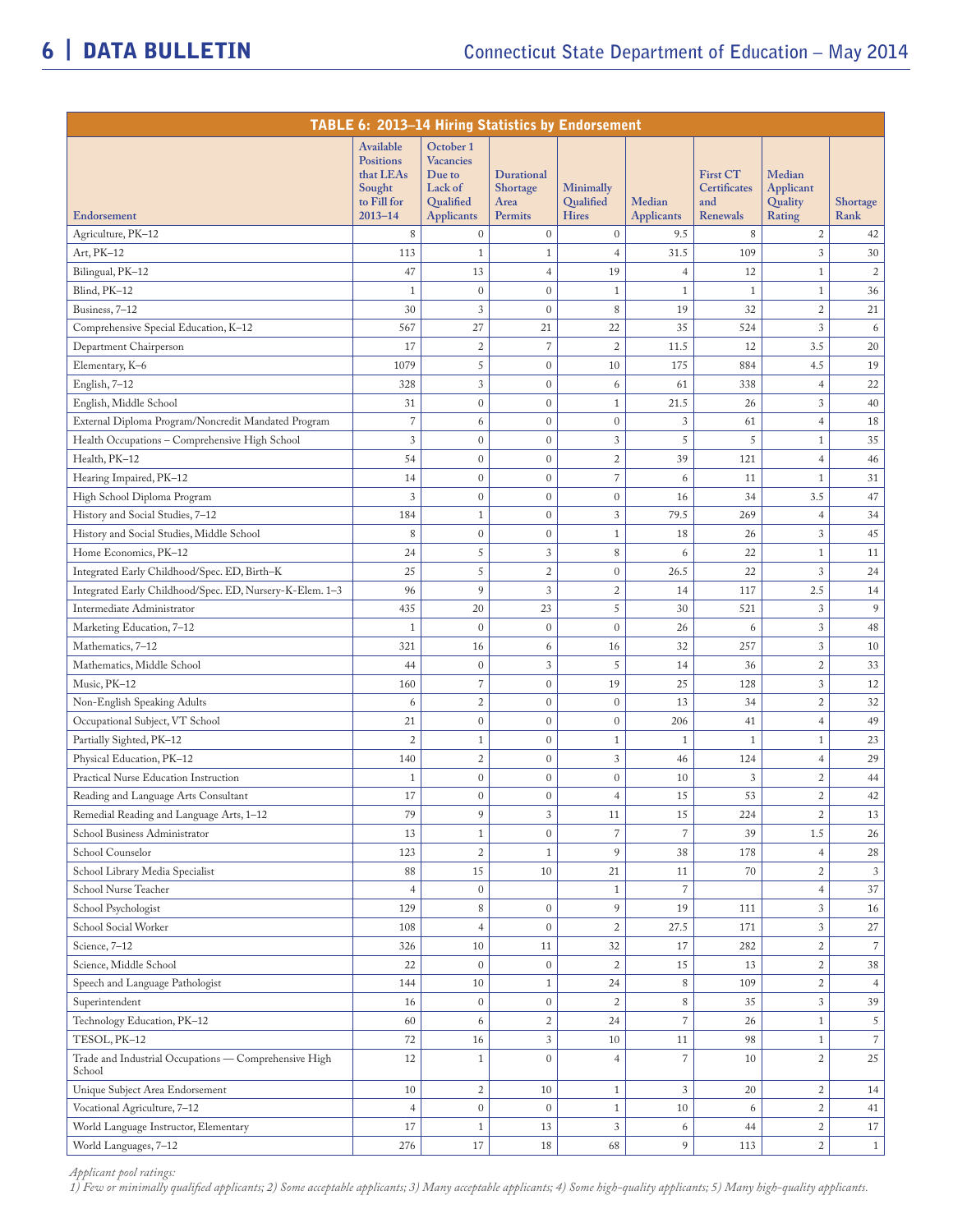## TABLE 6: 2013–14 Hiring Statistics by Endorsement

| Endorsement | Available Positions that LEAs Sought to Fill for 2013–14 | October 1 Vacancies Due to Lack of Qualified Applicants | Durational Shortage Area Permits | Minimally Qualified Hires | Median Applicants | First CT Certificates and Renewals | Median Applicant Quality Rating | Shortage Rank |
|---|---|---|---|---|---|---|---|---|
| Agriculture, PK–12 | 8 | 0 | 0 | 0 | 9.5 | 8 | 2 | 42 |
| Art, PK–12 | 113 | 1 | 1 | 4 | 31.5 | 109 | 3 | 30 |
| Bilingual, PK–12 | 47 | 13 | 4 | 19 | 4 | 12 | 1 | 2 |
| Blind, PK–12 | 1 | 0 | 0 | 1 | 1 | 1 | 1 | 36 |
| Business, 7–12 | 30 | 3 | 0 | 8 | 19 | 32 | 2 | 21 |
| Comprehensive Special Education, K–12 | 567 | 27 | 21 | 22 | 35 | 524 | 3 | 6 |
| Department Chairperson | 17 | 2 | 7 | 2 | 11.5 | 12 | 3.5 | 20 |
| Elementary, K–6 | 1079 | 5 | 0 | 10 | 175 | 884 | 4.5 | 19 |
| English, 7–12 | 328 | 3 | 0 | 6 | 61 | 338 | 4 | 22 |
| English, Middle School | 31 | 0 | 0 | 1 | 21.5 | 26 | 3 | 40 |
| External Diploma Program/Noncredit Mandated Program | 7 | 6 | 0 | 0 | 3 | 61 | 4 | 18 |
| Health Occupations – Comprehensive High School | 3 | 0 | 0 | 3 | 5 | 5 | 1 | 35 |
| Health, PK–12 | 54 | 0 | 0 | 2 | 39 | 121 | 4 | 46 |
| Hearing Impaired, PK–12 | 14 | 0 | 0 | 7 | 6 | 11 | 1 | 31 |
| High School Diploma Program | 3 | 0 | 0 | 0 | 16 | 34 | 3.5 | 47 |
| History and Social Studies, 7–12 | 184 | 1 | 0 | 3 | 79.5 | 269 | 4 | 34 |
| History and Social Studies, Middle School | 8 | 0 | 0 | 1 | 18 | 26 | 3 | 45 |
| Home Economics, PK–12 | 24 | 5 | 3 | 8 | 6 | 22 | 1 | 11 |
| Integrated Early Childhood/Spec. ED, Birth–K | 25 | 5 | 2 | 0 | 26.5 | 22 | 3 | 24 |
| Integrated Early Childhood/Spec. ED, Nursery-K-Elem. 1–3 | 96 | 9 | 3 | 2 | 14 | 117 | 2.5 | 14 |
| Intermediate Administrator | 435 | 20 | 23 | 5 | 30 | 521 | 3 | 9 |
| Marketing Education, 7–12 | 1 | 0 | 0 | 0 | 26 | 6 | 3 | 48 |
| Mathematics, 7–12 | 321 | 16 | 6 | 16 | 32 | 257 | 3 | 10 |
| Mathematics, Middle School | 44 | 0 | 3 | 5 | 14 | 36 | 2 | 33 |
| Music, PK–12 | 160 | 7 | 0 | 19 | 25 | 128 | 3 | 12 |
| Non-English Speaking Adults | 6 | 2 | 0 | 0 | 13 | 34 | 2 | 32 |
| Occupational Subject, VT School | 21 | 0 | 0 | 0 | 206 | 41 | 4 | 49 |
| Partially Sighted, PK–12 | 2 | 1 | 0 | 1 | 1 | 1 | 1 | 23 |
| Physical Education, PK–12 | 140 | 2 | 0 | 3 | 46 | 124 | 4 | 29 |
| Practical Nurse Education Instruction | 1 | 0 | 0 | 0 | 10 | 3 | 2 | 44 |
| Reading and Language Arts Consultant | 17 | 0 | 0 | 4 | 15 | 53 | 2 | 42 |
| Remedial Reading and Language Arts, 1–12 | 79 | 9 | 3 | 11 | 15 | 224 | 2 | 13 |
| School Business Administrator | 13 | 1 | 0 | 7 | 7 | 39 | 1.5 | 26 |
| School Counselor | 123 | 2 | 1 | 9 | 38 | 178 | 4 | 28 |
| School Library Media Specialist | 88 | 15 | 10 | 21 | 11 | 70 | 2 | 3 |
| School Nurse Teacher | 4 | 0 | | 1 | 7 | | 4 | 37 |
| School Psychologist | 129 | 8 | 0 | 9 | 19 | 111 | 3 | 16 |
| School Social Worker | 108 | 4 | 0 | 2 | 27.5 | 171 | 3 | 27 |
| Science, 7–12 | 326 | 10 | 11 | 32 | 17 | 282 | 2 | 7 |
| Science, Middle School | 22 | 0 | 0 | 2 | 15 | 13 | 2 | 38 |
| Speech and Language Pathologist | 144 | 10 | 1 | 24 | 8 | 109 | 2 | 4 |
| Superintendent | 16 | 0 | 0 | 2 | 8 | 35 | 3 | 39 |
| Technology Education, PK–12 | 60 | 6 | 2 | 24 | 7 | 26 | 1 | 5 |
| TESOL, PK–12 | 72 | 16 | 3 | 10 | 11 | 98 | 1 | 7 |
| Trade and Industrial Occupations — Comprehensive High School | 12 | 1 | 0 | 4 | 7 | 10 | 2 | 25 |
| Unique Subject Area Endorsement | 10 | 2 | 10 | 1 | 3 | 20 | 2 | 14 |
| Vocational Agriculture, 7–12 | 4 | 0 | 0 | 1 | 10 | 6 | 2 | 41 |
| World Language Instructor, Elementary | 17 | 1 | 13 | 3 | 6 | 44 | 2 | 17 |
| World Languages, 7–12 | 276 | 17 | 18 | 68 | 9 | 113 | 2 | 1 |

*Applicant pool ratings:*
*1) Few or minimally qualified applicants; 2) Some acceptable applicants; 3) Many acceptable applicants; 4) Some high-quality applicants; 5) Many high-quality applicants.*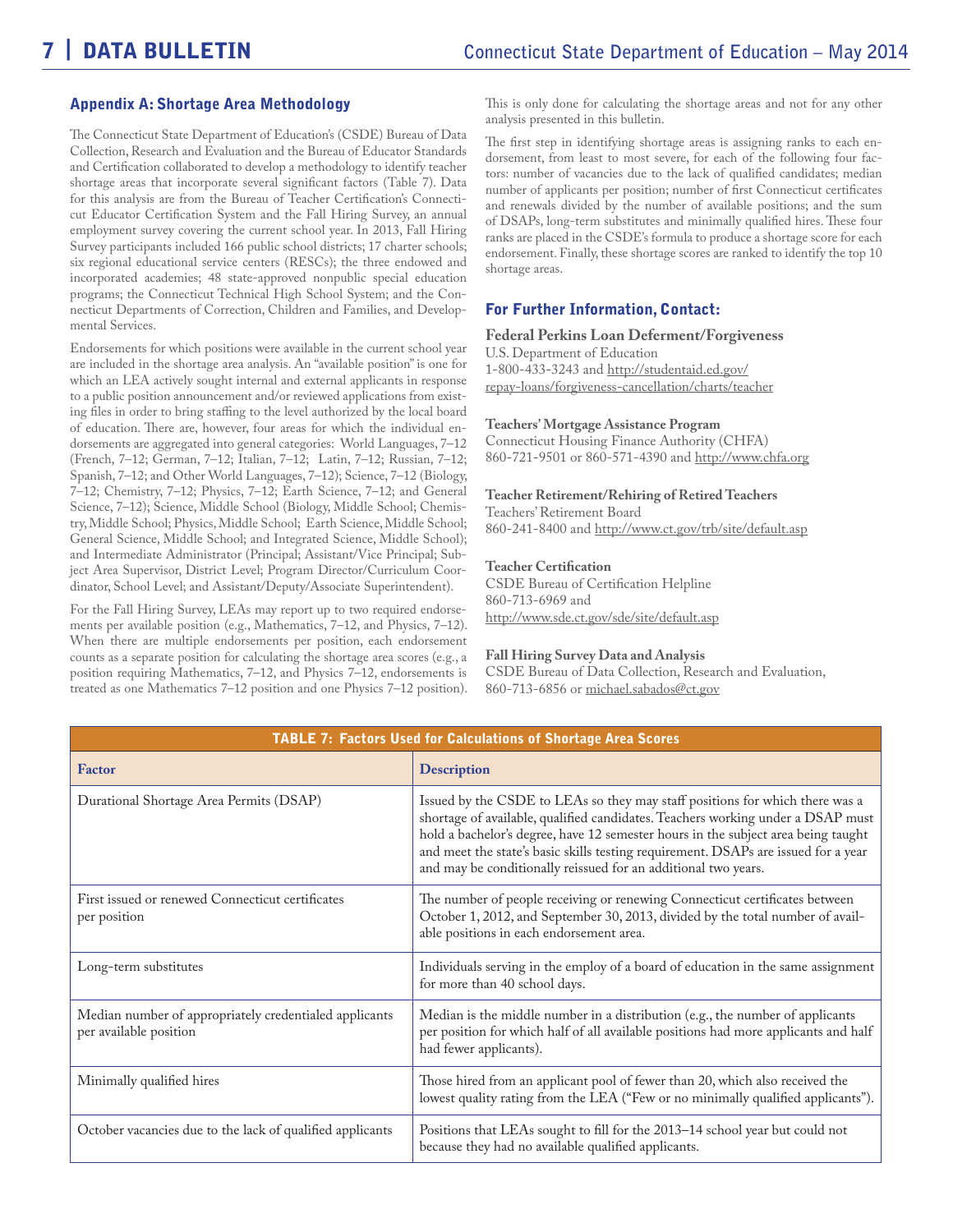## Appendix A: Shortage Area Methodology

The Connecticut State Department of Education's (CSDE) Bureau of Data Collection, Research and Evaluation and the Bureau of Educator Standards and Certification collaborated to develop a methodology to identify teacher shortage areas that incorporate several significant factors (Table 7). Data for this analysis are from the Bureau of Teacher Certification's Connecticut Educator Certification System and the Fall Hiring Survey, an annual employment survey covering the current school year. In 2013, Fall Hiring Survey participants included 166 public school districts; 17 charter schools; six regional educational service centers (RESCs); the three endowed and incorporated academies; 48 state-approved nonpublic special education programs; the Connecticut Technical High School System; and the Connecticut Departments of Correction, Children and Families, and Developmental Services.

Endorsements for which positions were available in the current school year are included in the shortage area analysis. An "available position" is one for which an LEA actively sought internal and external applicants in response to a public position announcement and/or reviewed applications from existing files in order to bring staffing to the level authorized by the local board of education. There are, however, four areas for which the individual endorsements are aggregated into general categories: World Languages, 7–12 (French, 7–12; German, 7–12; Italian, 7–12; Latin, 7–12; Russian, 7–12; Spanish, 7–12; and Other World Languages, 7–12); Science, 7–12 (Biology, 7–12; Chemistry, 7–12; Physics, 7–12; Earth Science, 7–12; and General Science, 7–12); Science, Middle School (Biology, Middle School; Chemistry, Middle School; Physics, Middle School; Earth Science, Middle School; General Science, Middle School; and Integrated Science, Middle School); and Intermediate Administrator (Principal; Assistant/Vice Principal; Subject Area Supervisor, District Level; Program Director/Curriculum Coordinator, School Level; and Assistant/Deputy/Associate Superintendent).

For the Fall Hiring Survey, LEAs may report up to two required endorsements per available position (e.g., Mathematics, 7–12, and Physics, 7–12). When there are multiple endorsements per position, each endorsement counts as a separate position for calculating the shortage area scores (e.g., a position requiring Mathematics, 7–12, and Physics 7–12, endorsements is treated as one Mathematics 7–12 position and one Physics 7–12 position). This is only done for calculating the shortage areas and not for any other analysis presented in this bulletin.

The first step in identifying shortage areas is assigning ranks to each endorsement, from least to most severe, for each of the following four factors: number of vacancies due to the lack of qualified candidates; median number of applicants per position; number of first Connecticut certificates and renewals divided by the number of available positions; and the sum of DSAPs, long-term substitutes and minimally qualified hires. These four ranks are placed in the CSDE's formula to produce a shortage score for each endorsement. Finally, these shortage scores are ranked to identify the top 10 shortage areas.

## For Further Information, Contact:

**Federal Perkins Loan Deferment/Forgiveness**
U.S. Department of Education
1-800-433-3243 and http://studentaid.ed.gov/repay-loans/forgiveness-cancellation/charts/teacher

**Teachers' Mortgage Assistance Program**
Connecticut Housing Finance Authority (CHFA)
860-721-9501 or 860-571-4390 and http://www.chfa.org

**Teacher Retirement/Rehiring of Retired Teachers**
Teachers' Retirement Board
860-241-8400 and http://www.ct.gov/trb/site/default.asp

**Teacher Certification**
CSDE Bureau of Certification Helpline
860-713-6969 and
http://www.sde.ct.gov/sde/site/default.asp

**Fall Hiring Survey Data and Analysis**
CSDE Bureau of Data Collection, Research and Evaluation,
860-713-6856 or michael.sabados@ct.gov

**TABLE 7: Factors Used for Calculations of Shortage Area Scores**

| Factor | Description |
|---|---|
| Durational Shortage Area Permits (DSAP) | Issued by the CSDE to LEAs so they may staff positions for which there was a shortage of available, qualified candidates. Teachers working under a DSAP must hold a bachelor's degree, have 12 semester hours in the subject area being taught and meet the state's basic skills testing requirement. DSAPs are issued for a year and may be conditionally reissued for an additional two years. |
| First issued or renewed Connecticut certificates per position | The number of people receiving or renewing Connecticut certificates between October 1, 2012, and September 30, 2013, divided by the total number of available positions in each endorsement area. |
| Long-term substitutes | Individuals serving in the employ of a board of education in the same assignment for more than 40 school days. |
| Median number of appropriately credentialed applicants per available position | Median is the middle number in a distribution (e.g., the number of applicants per position for which half of all available positions had more applicants and half had fewer applicants). |
| Minimally qualified hires | Those hired from an applicant pool of fewer than 20, which also received the lowest quality rating from the LEA ("Few or no minimally qualified applicants"). |
| October vacancies due to the lack of qualified applicants | Positions that LEAs sought to fill for the 2013–14 school year but could not because they had no available qualified applicants. |